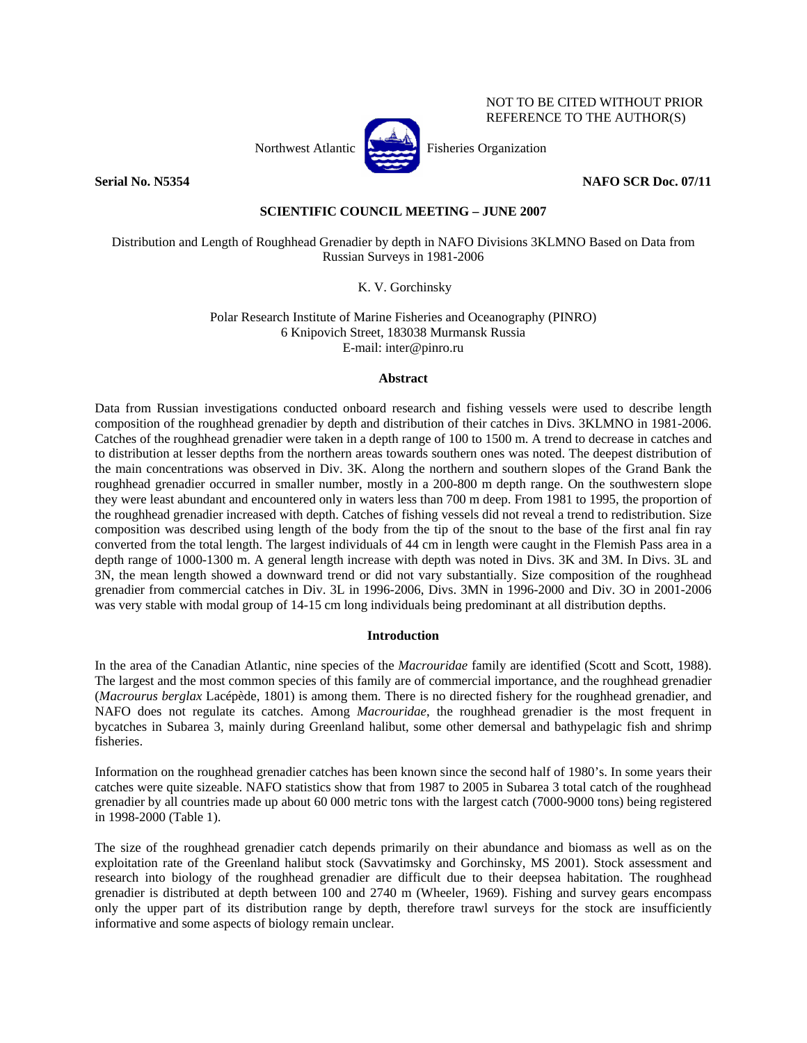NOT TO BE CITED WITHOUT PRIOR REFERENCE TO THE AUTHOR(S)

Northwest Atlantic Fisheries Organization

**Serial No. N5354** **NAFO SCR Doc. 07/11**

**SCIENTIFIC COUNCIL MEETING – JUNE 2007**

Distribution and Length of Roughhead Grenadier by depth in NAFO Divisions 3KLMNO Based on Data from Russian Surveys in 1981-2006

K. V. Gorchinsky

Polar Research Institute of Marine Fisheries and Oceanography (PINRO)
6 Knipovich Street, 183038 Murmansk Russia
E-mail: inter@pinro.ru

## Abstract

Data from Russian investigations conducted onboard research and fishing vessels were used to describe length composition of the roughhead grenadier by depth and distribution of their catches in Divs. 3KLMNO in 1981-2006. Catches of the roughhead grenadier were taken in a depth range of 100 to 1500 m. A trend to decrease in catches and to distribution at lesser depths from the northern areas towards southern ones was noted. The deepest distribution of the main concentrations was observed in Div. 3K. Along the northern and southern slopes of the Grand Bank the roughhead grenadier occurred in smaller number, mostly in a 200-800 m depth range. On the southwestern slope they were least abundant and encountered only in waters less than 700 m deep. From 1981 to 1995, the proportion of the roughhead grenadier increased with depth. Catches of fishing vessels did not reveal a trend to redistribution. Size composition was described using length of the body from the tip of the snout to the base of the first anal fin ray converted from the total length. The largest individuals of 44 cm in length were caught in the Flemish Pass area in a depth range of 1000-1300 m. A general length increase with depth was noted in Divs. 3K and 3M. In Divs. 3L and 3N, the mean length showed a downward trend or did not vary substantially. Size composition of the roughhead grenadier from commercial catches in Div. 3L in 1996-2006, Divs. 3MN in 1996-2000 and Div. 3O in 2001-2006 was very stable with modal group of 14-15 cm long individuals being predominant at all distribution depths.

## Introduction

In the area of the Canadian Atlantic, nine species of the *Macrouridae* family are identified (Scott and Scott, 1988). The largest and the most common species of this family are of commercial importance, and the roughhead grenadier (*Macrourus berglax* Lacépède, 1801) is among them. There is no directed fishery for the roughhead grenadier, and NAFO does not regulate its catches. Among *Macrouridae*, the roughhead grenadier is the most frequent in bycatches in Subarea 3, mainly during Greenland halibut, some other demersal and bathypelagic fish and shrimp fisheries.

Information on the roughhead grenadier catches has been known since the second half of 1980's. In some years their catches were quite sizeable. NAFO statistics show that from 1987 to 2005 in Subarea 3 total catch of the roughhead grenadier by all countries made up about 60 000 metric tons with the largest catch (7000-9000 tons) being registered in 1998-2000 (Table 1).

The size of the roughhead grenadier catch depends primarily on their abundance and biomass as well as on the exploitation rate of the Greenland halibut stock (Savvatimsky and Gorchinsky, MS 2001). Stock assessment and research into biology of the roughhead grenadier are difficult due to their deepsea habitation. The roughhead grenadier is distributed at depth between 100 and 2740 m (Wheeler, 1969). Fishing and survey gears encompass only the upper part of its distribution range by depth, therefore trawl surveys for the stock are insufficiently informative and some aspects of biology remain unclear.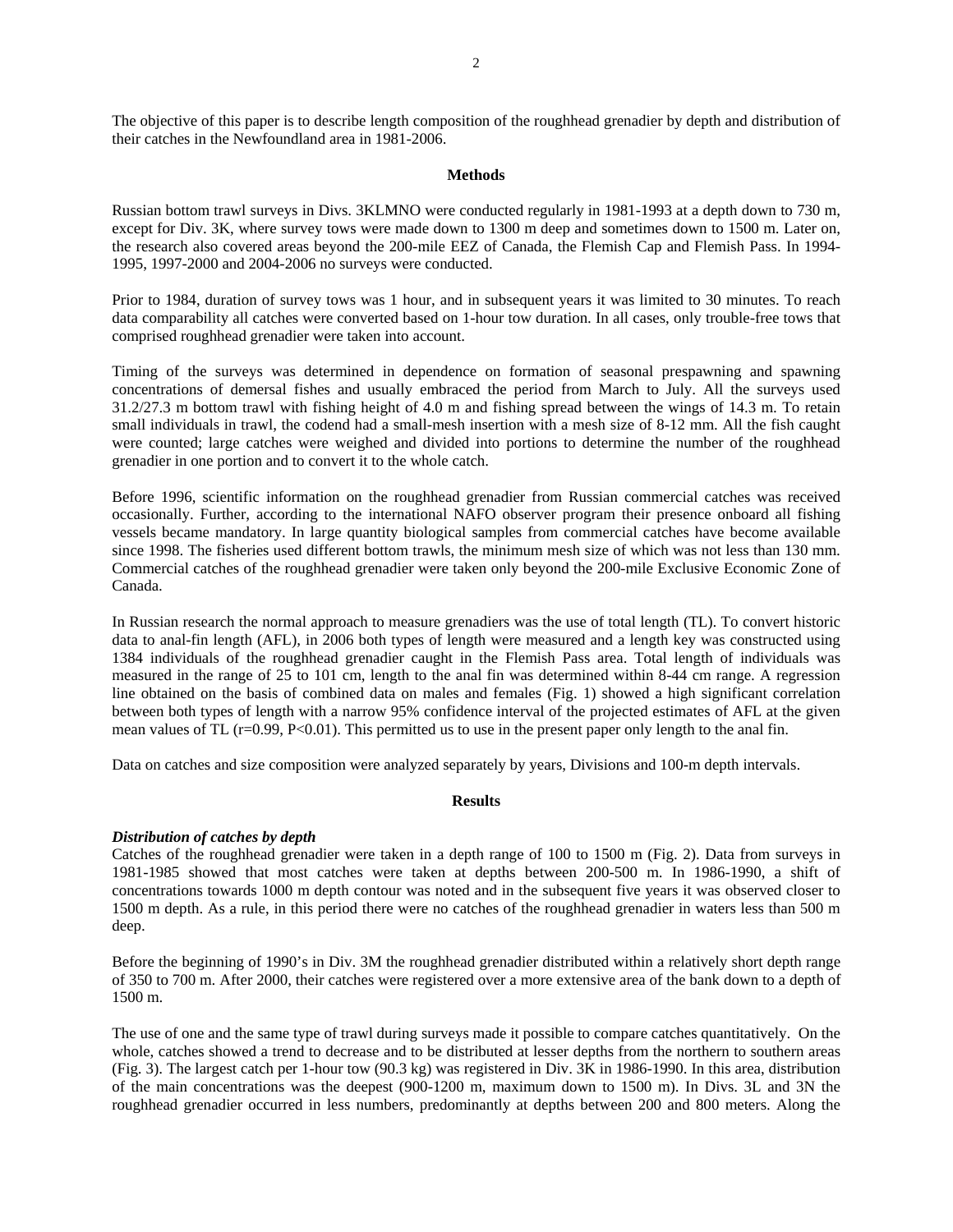The objective of this paper is to describe length composition of the roughhead grenadier by depth and distribution of their catches in the Newfoundland area in 1981-2006.

## Methods

Russian bottom trawl surveys in Divs. 3KLMNO were conducted regularly in 1981-1993 at a depth down to 730 m, except for Div. 3K, where survey tows were made down to 1300 m deep and sometimes down to 1500 m. Later on, the research also covered areas beyond the 200-mile EEZ of Canada, the Flemish Cap and Flemish Pass. In 1994-1995, 1997-2000 and 2004-2006 no surveys were conducted.

Prior to 1984, duration of survey tows was 1 hour, and in subsequent years it was limited to 30 minutes. To reach data comparability all catches were converted based on 1-hour tow duration. In all cases, only trouble-free tows that comprised roughhead grenadier were taken into account.

Timing of the surveys was determined in dependence on formation of seasonal prespawning and spawning concentrations of demersal fishes and usually embraced the period from March to July. All the surveys used 31.2/27.3 m bottom trawl with fishing height of 4.0 m and fishing spread between the wings of 14.3 m. To retain small individuals in trawl, the codend had a small-mesh insertion with a mesh size of 8-12 mm. All the fish caught were counted; large catches were weighed and divided into portions to determine the number of the roughhead grenadier in one portion and to convert it to the whole catch.

Before 1996, scientific information on the roughhead grenadier from Russian commercial catches was received occasionally. Further, according to the international NAFO observer program their presence onboard all fishing vessels became mandatory. In large quantity biological samples from commercial catches have become available since 1998. The fisheries used different bottom trawls, the minimum mesh size of which was not less than 130 mm. Commercial catches of the roughhead grenadier were taken only beyond the 200-mile Exclusive Economic Zone of Canada.

In Russian research the normal approach to measure grenadiers was the use of total length (TL). To convert historic data to anal-fin length (AFL), in 2006 both types of length were measured and a length key was constructed using 1384 individuals of the roughhead grenadier caught in the Flemish Pass area. Total length of individuals was measured in the range of 25 to 101 cm, length to the anal fin was determined within 8-44 cm range. A regression line obtained on the basis of combined data on males and females (Fig. 1) showed a high significant correlation between both types of length with a narrow 95% confidence interval of the projected estimates of AFL at the given mean values of TL ($r=0.99$, $P<0.01$). This permitted us to use in the present paper only length to the anal fin.

Data on catches and size composition were analyzed separately by years, Divisions and 100-m depth intervals.

## Results

### *Distribution of catches by depth*

Catches of the roughhead grenadier were taken in a depth range of 100 to 1500 m (Fig. 2). Data from surveys in 1981-1985 showed that most catches were taken at depths between 200-500 m. In 1986-1990, a shift of concentrations towards 1000 m depth contour was noted and in the subsequent five years it was observed closer to 1500 m depth. As a rule, in this period there were no catches of the roughhead grenadier in waters less than 500 m deep.

Before the beginning of 1990's in Div. 3M the roughhead grenadier distributed within a relatively short depth range of 350 to 700 m. After 2000, their catches were registered over a more extensive area of the bank down to a depth of 1500 m.

The use of one and the same type of trawl during surveys made it possible to compare catches quantitatively. On the whole, catches showed a trend to decrease and to be distributed at lesser depths from the northern to southern areas (Fig. 3). The largest catch per 1-hour tow (90.3 kg) was registered in Div. 3K in 1986-1990. In this area, distribution of the main concentrations was the deepest (900-1200 m, maximum down to 1500 m). In Divs. 3L and 3N the roughhead grenadier occurred in less numbers, predominantly at depths between 200 and 800 meters. Along the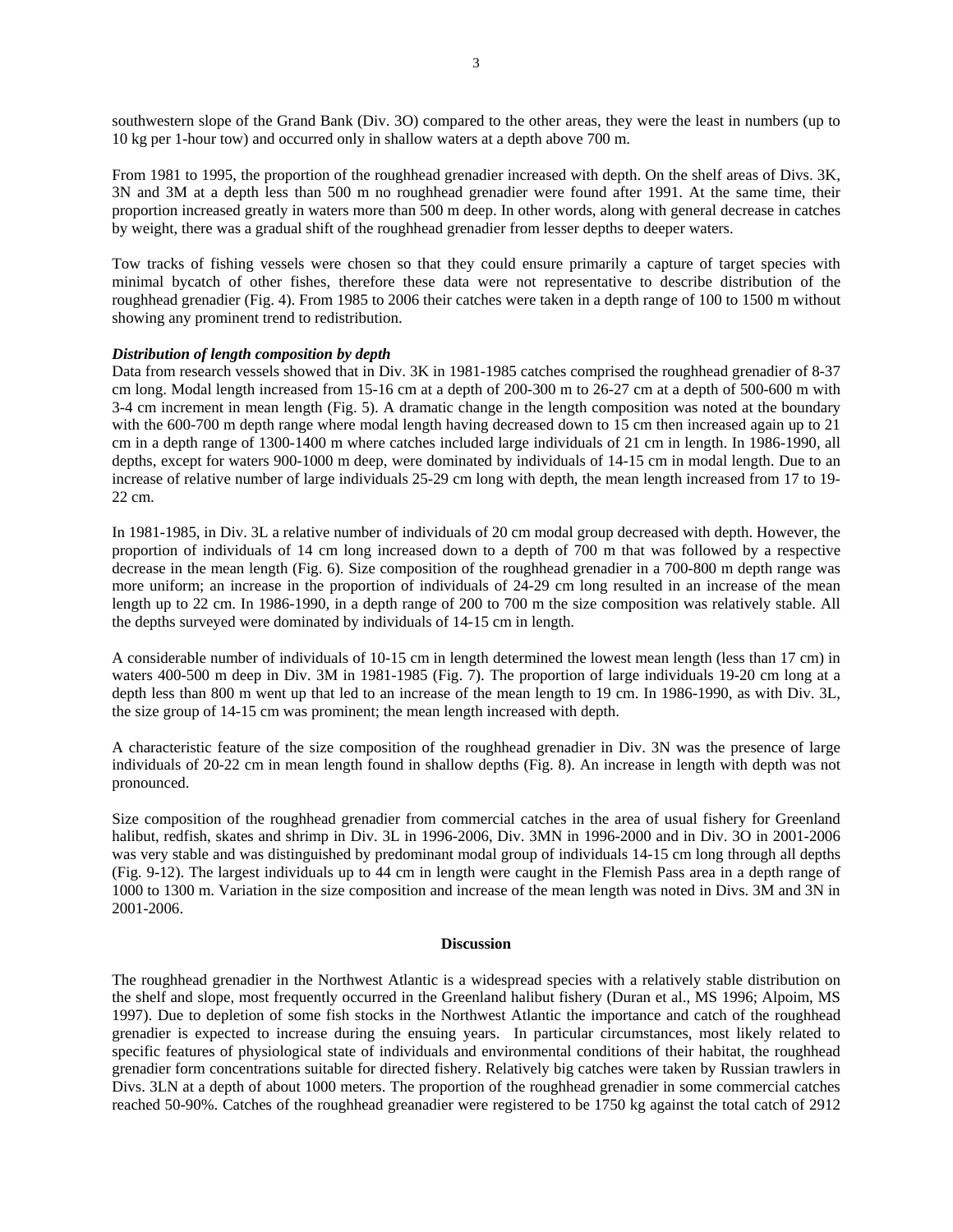southwestern slope of the Grand Bank (Div. 3O) compared to the other areas, they were the least in numbers (up to 10 kg per 1-hour tow) and occurred only in shallow waters at a depth above 700 m.

From 1981 to 1995, the proportion of the roughhead grenadier increased with depth. On the shelf areas of Divs. 3K, 3N and 3M at a depth less than 500 m no roughhead grenadier were found after 1991. At the same time, their proportion increased greatly in waters more than 500 m deep. In other words, along with general decrease in catches by weight, there was a gradual shift of the roughhead grenadier from lesser depths to deeper waters.

Tow tracks of fishing vessels were chosen so that they could ensure primarily a capture of target species with minimal bycatch of other fishes, therefore these data were not representative to describe distribution of the roughhead grenadier (Fig. 4). From 1985 to 2006 their catches were taken in a depth range of 100 to 1500 m without showing any prominent trend to redistribution.

***Distribution of length composition by depth***

Data from research vessels showed that in Div. 3K in 1981-1985 catches comprised the roughhead grenadier of 8-37 cm long. Modal length increased from 15-16 cm at a depth of 200-300 m to 26-27 cm at a depth of 500-600 m with 3-4 cm increment in mean length (Fig. 5). A dramatic change in the length composition was noted at the boundary with the 600-700 m depth range where modal length having decreased down to 15 cm then increased again up to 21 cm in a depth range of 1300-1400 m where catches included large individuals of 21 cm in length. In 1986-1990, all depths, except for waters 900-1000 m deep, were dominated by individuals of 14-15 cm in modal length. Due to an increase of relative number of large individuals 25-29 cm long with depth, the mean length increased from 17 to 19-22 cm.

In 1981-1985, in Div. 3L a relative number of individuals of 20 cm modal group decreased with depth. However, the proportion of individuals of 14 cm long increased down to a depth of 700 m that was followed by a respective decrease in the mean length (Fig. 6). Size composition of the roughhead grenadier in a 700-800 m depth range was more uniform; an increase in the proportion of individuals of 24-29 cm long resulted in an increase of the mean length up to 22 cm. In 1986-1990, in a depth range of 200 to 700 m the size composition was relatively stable. All the depths surveyed were dominated by individuals of 14-15 cm in length.

A considerable number of individuals of 10-15 cm in length determined the lowest mean length (less than 17 cm) in waters 400-500 m deep in Div. 3M in 1981-1985 (Fig. 7). The proportion of large individuals 19-20 cm long at a depth less than 800 m went up that led to an increase of the mean length to 19 cm. In 1986-1990, as with Div. 3L, the size group of 14-15 cm was prominent; the mean length increased with depth.

A characteristic feature of the size composition of the roughhead grenadier in Div. 3N was the presence of large individuals of 20-22 cm in mean length found in shallow depths (Fig. 8). An increase in length with depth was not pronounced.

Size composition of the roughhead grenadier from commercial catches in the area of usual fishery for Greenland halibut, redfish, skates and shrimp in Div. 3L in 1996-2006, Div. 3MN in 1996-2000 and in Div. 3O in 2001-2006 was very stable and was distinguished by predominant modal group of individuals 14-15 cm long through all depths (Fig. 9-12). The largest individuals up to 44 cm in length were caught in the Flemish Pass area in a depth range of 1000 to 1300 m. Variation in the size composition and increase of the mean length was noted in Divs. 3M and 3N in 2001-2006.

## Discussion

The roughhead grenadier in the Northwest Atlantic is a widespread species with a relatively stable distribution on the shelf and slope, most frequently occurred in the Greenland halibut fishery (Duran et al., MS 1996; Alpoim, MS 1997). Due to depletion of some fish stocks in the Northwest Atlantic the importance and catch of the roughhead grenadier is expected to increase during the ensuing years. In particular circumstances, most likely related to specific features of physiological state of individuals and environmental conditions of their habitat, the roughhead grenadier form concentrations suitable for directed fishery. Relatively big catches were taken by Russian trawlers in Divs. 3LN at a depth of about 1000 meters. The proportion of the roughhead grenadier in some commercial catches reached 50-90%. Catches of the roughhead greanadier were registered to be 1750 kg against the total catch of 2912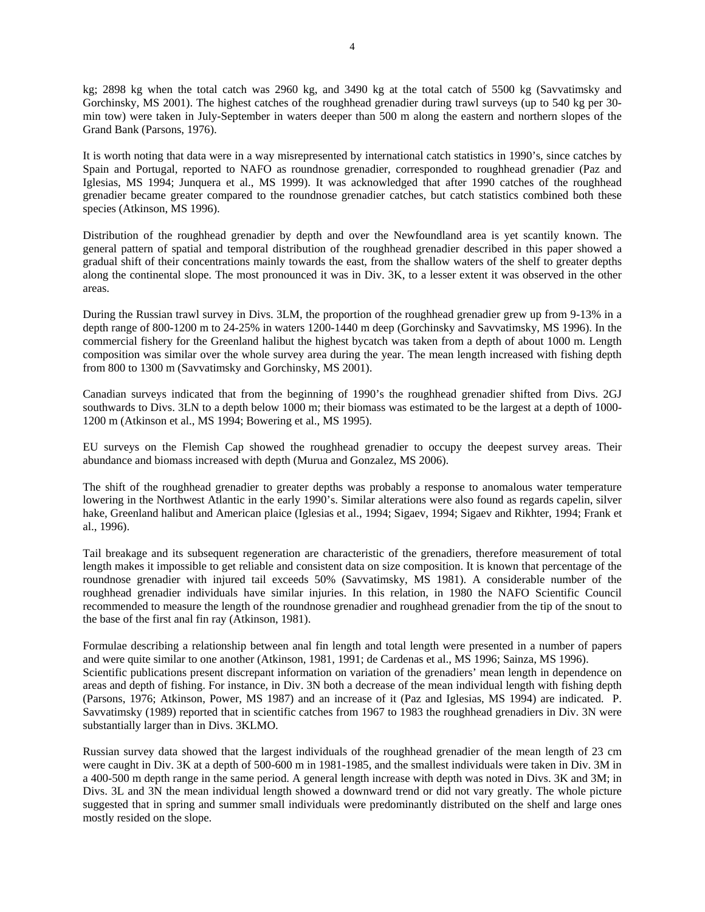kg; 2898 kg when the total catch was 2960 kg, and 3490 kg at the total catch of 5500 kg (Savvatimsky and Gorchinsky, MS 2001). The highest catches of the roughhead grenadier during trawl surveys (up to 540 kg per 30-min tow) were taken in July-September in waters deeper than 500 m along the eastern and northern slopes of the Grand Bank (Parsons, 1976).

It is worth noting that data were in a way misrepresented by international catch statistics in 1990's, since catches by Spain and Portugal, reported to NAFO as roundnose grenadier, corresponded to roughhead grenadier (Paz and Iglesias, MS 1994; Junquera et al., MS 1999). It was acknowledged that after 1990 catches of the roughhead grenadier became greater compared to the roundnose grenadier catches, but catch statistics combined both these species (Atkinson, MS 1996).

Distribution of the roughhead grenadier by depth and over the Newfoundland area is yet scantily known. The general pattern of spatial and temporal distribution of the roughhead grenadier described in this paper showed a gradual shift of their concentrations mainly towards the east, from the shallow waters of the shelf to greater depths along the continental slope. The most pronounced it was in Div. 3K, to a lesser extent it was observed in the other areas.

During the Russian trawl survey in Divs. 3LM, the proportion of the roughhead grenadier grew up from 9-13% in a depth range of 800-1200 m to 24-25% in waters 1200-1440 m deep (Gorchinsky and Savvatimsky, MS 1996). In the commercial fishery for the Greenland halibut the highest bycatch was taken from a depth of about 1000 m. Length composition was similar over the whole survey area during the year. The mean length increased with fishing depth from 800 to 1300 m (Savvatimsky and Gorchinsky, MS 2001).

Canadian surveys indicated that from the beginning of 1990's the roughhead grenadier shifted from Divs. 2GJ southwards to Divs. 3LN to a depth below 1000 m; their biomass was estimated to be the largest at a depth of 1000-1200 m (Atkinson et al., MS 1994; Bowering et al., MS 1995).

EU surveys on the Flemish Cap showed the roughhead grenadier to occupy the deepest survey areas. Their abundance and biomass increased with depth (Murua and Gonzalez, MS 2006).

The shift of the roughhead grenadier to greater depths was probably a response to anomalous water temperature lowering in the Northwest Atlantic in the early 1990's. Similar alterations were also found as regards capelin, silver hake, Greenland halibut and American plaice (Iglesias et al., 1994; Sigaev, 1994; Sigaev and Rikhter, 1994; Frank et al., 1996).

Tail breakage and its subsequent regeneration are characteristic of the grenadiers, therefore measurement of total length makes it impossible to get reliable and consistent data on size composition. It is known that percentage of the roundnose grenadier with injured tail exceeds 50% (Savvatimsky, MS 1981). A considerable number of the roughhead grenadier individuals have similar injuries. In this relation, in 1980 the NAFO Scientific Council recommended to measure the length of the roundnose grenadier and roughhead grenadier from the tip of the snout to the base of the first anal fin ray (Atkinson, 1981).

Formulae describing a relationship between anal fin length and total length were presented in a number of papers and were quite similar to one another (Atkinson, 1981, 1991; de Cardenas et al., MS 1996; Sainza, MS 1996).
Scientific publications present discrepant information on variation of the grenadiers' mean length in dependence on areas and depth of fishing. For instance, in Div. 3N both a decrease of the mean individual length with fishing depth (Parsons, 1976; Atkinson, Power, MS 1987) and an increase of it (Paz and Iglesias, MS 1994) are indicated. P. Savvatimsky (1989) reported that in scientific catches from 1967 to 1983 the roughhead grenadiers in Div. 3N were substantially larger than in Divs. 3KLMO.

Russian survey data showed that the largest individuals of the roughhead grenadier of the mean length of 23 cm were caught in Div. 3K at a depth of 500-600 m in 1981-1985, and the smallest individuals were taken in Div. 3M in a 400-500 m depth range in the same period. A general length increase with depth was noted in Divs. 3K and 3M; in Divs. 3L and 3N the mean individual length showed a downward trend or did not vary greatly. The whole picture suggested that in spring and summer small individuals were predominantly distributed on the shelf and large ones mostly resided on the slope.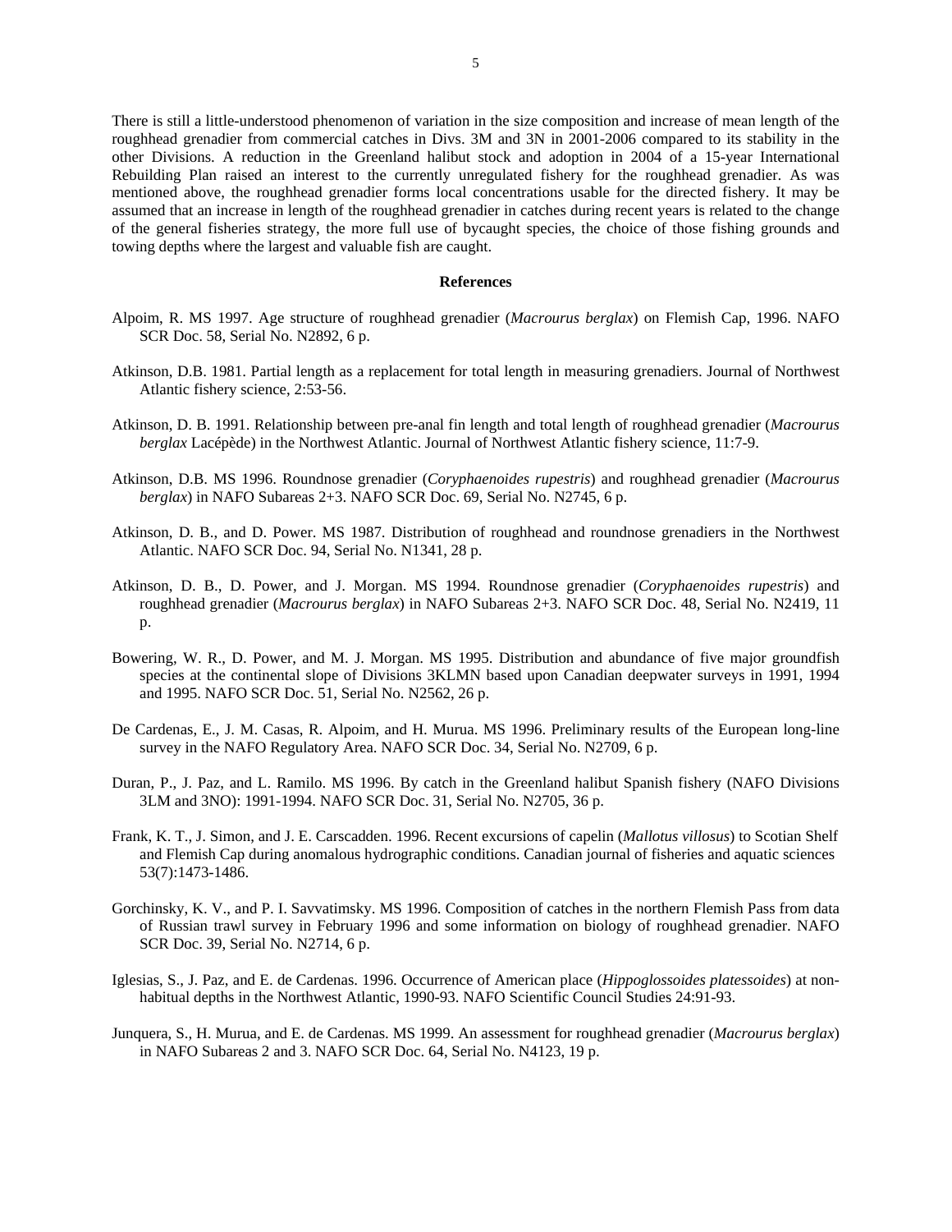There is still a little-understood phenomenon of variation in the size composition and increase of mean length of the roughhead grenadier from commercial catches in Divs. 3M and 3N in 2001-2006 compared to its stability in the other Divisions. A reduction in the Greenland halibut stock and adoption in 2004 of a 15-year International Rebuilding Plan raised an interest to the currently unregulated fishery for the roughhead grenadier. As was mentioned above, the roughhead grenadier forms local concentrations usable for the directed fishery. It may be assumed that an increase in length of the roughhead grenadier in catches during recent years is related to the change of the general fisheries strategy, the more full use of bycaught species, the choice of those fishing grounds and towing depths where the largest and valuable fish are caught.

## References

Alpoim, R. MS 1997. Age structure of roughhead grenadier (*Macrourus berglax*) on Flemish Cap, 1996. NAFO SCR Doc. 58, Serial No. N2892, 6 p.

Atkinson, D.B. 1981. Partial length as a replacement for total length in measuring grenadiers. Journal of Northwest Atlantic fishery science, 2:53-56.

Atkinson, D. B. 1991. Relationship between pre-anal fin length and total length of roughhead grenadier (*Macrourus berglax* Lacépède) in the Northwest Atlantic. Journal of Northwest Atlantic fishery science, 11:7-9.

Atkinson, D.B. MS 1996. Roundnose grenadier (*Coryphaenoides rupestris*) and roughhead grenadier (*Macrourus berglax*) in NAFO Subareas 2+3. NAFO SCR Doc. 69, Serial No. N2745, 6 p.

Atkinson, D. B., and D. Power. MS 1987. Distribution of roughhead and roundnose grenadiers in the Northwest Atlantic. NAFO SCR Doc. 94, Serial No. N1341, 28 p.

Atkinson, D. B., D. Power, and J. Morgan. MS 1994. Roundnose grenadier (*Coryphaenoides rupestris*) and roughhead grenadier (*Macrourus berglax*) in NAFO Subareas 2+3. NAFO SCR Doc. 48, Serial No. N2419, 11 p.

Bowering, W. R., D. Power, and M. J. Morgan. MS 1995. Distribution and abundance of five major groundfish species at the continental slope of Divisions 3KLMN based upon Canadian deepwater surveys in 1991, 1994 and 1995. NAFO SCR Doc. 51, Serial No. N2562, 26 p.

De Cardenas, E., J. M. Casas, R. Alpoim, and H. Murua. MS 1996. Preliminary results of the European long-line survey in the NAFO Regulatory Area. NAFO SCR Doc. 34, Serial No. N2709, 6 p.

Duran, P., J. Paz, and L. Ramilo. MS 1996. By catch in the Greenland halibut Spanish fishery (NAFO Divisions 3LM and 3NO): 1991-1994. NAFO SCR Doc. 31, Serial No. N2705, 36 p.

Frank, K. T., J. Simon, and J. E. Carscadden. 1996. Recent excursions of capelin (*Mallotus villosus*) to Scotian Shelf and Flemish Cap during anomalous hydrographic conditions. Canadian journal of fisheries and aquatic sciences 53(7):1473-1486.

Gorchinsky, K. V., and P. I. Savvatimsky. MS 1996. Composition of catches in the northern Flemish Pass from data of Russian trawl survey in February 1996 and some information on biology of roughhead grenadier. NAFO SCR Doc. 39, Serial No. N2714, 6 p.

Iglesias, S., J. Paz, and E. de Cardenas. 1996. Occurrence of American place (*Hippoglossoides platessoides*) at non-habitual depths in the Northwest Atlantic, 1990-93. NAFO Scientific Council Studies 24:91-93.

Junquera, S., H. Murua, and E. de Cardenas. MS 1999. An assessment for roughhead grenadier (*Macrourus berglax*) in NAFO Subareas 2 and 3. NAFO SCR Doc. 64, Serial No. N4123, 19 p.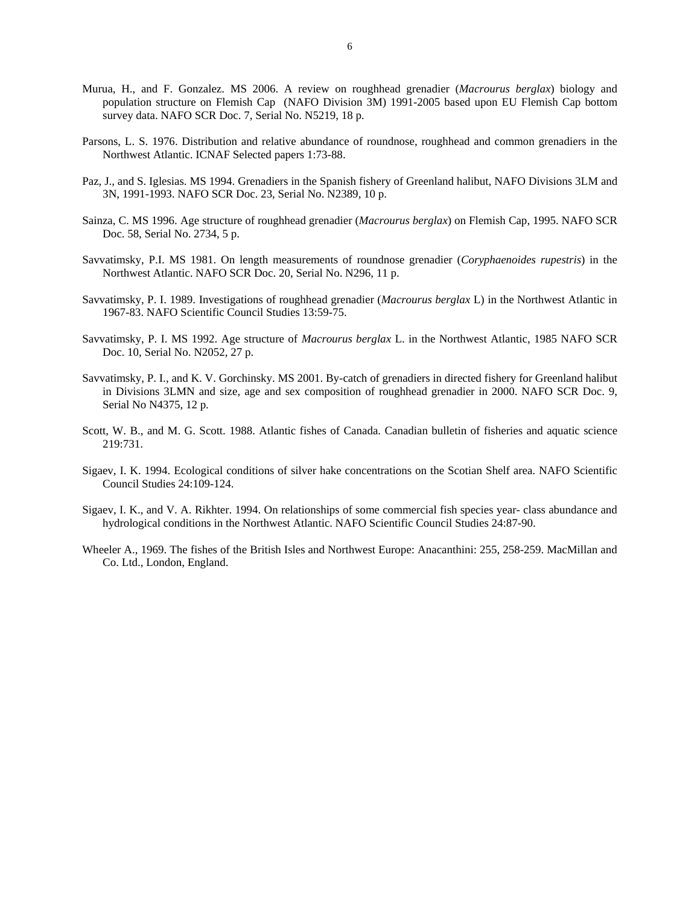Murua, H., and F. Gonzalez. MS 2006. A review on roughhead grenadier (*Macrourus berglax*) biology and population structure on Flemish Cap (NAFO Division 3M) 1991-2005 based upon EU Flemish Cap bottom survey data. NAFO SCR Doc. 7, Serial No. N5219, 18 p.

Parsons, L. S. 1976. Distribution and relative abundance of roundnose, roughhead and common grenadiers in the Northwest Atlantic. ICNAF Selected papers 1:73-88.

Paz, J., and S. Iglesias. MS 1994. Grenadiers in the Spanish fishery of Greenland halibut, NAFO Divisions 3LM and 3N, 1991-1993. NAFO SCR Doc. 23, Serial No. N2389, 10 p.

Sainza, C. MS 1996. Age structure of roughhead grenadier (*Macrourus berglax*) on Flemish Cap, 1995. NAFO SCR Doc. 58, Serial No. 2734, 5 p.

Savvatimsky, P.I. MS 1981. On length measurements of roundnose grenadier (*Coryphaenoides rupestris*) in the Northwest Atlantic. NAFO SCR Doc. 20, Serial No. N296, 11 p.

Savvatimsky, P. I. 1989. Investigations of roughhead grenadier (*Macrourus berglax* L) in the Northwest Atlantic in 1967-83. NAFO Scientific Council Studies 13:59-75.

Savvatimsky, P. I. MS 1992. Age structure of *Macrourus berglax* L. in the Northwest Atlantic, 1985 NAFO SCR Doc. 10, Serial No. N2052, 27 p.

Savvatimsky, P. I., and K. V. Gorchinsky. MS 2001. By-catch of grenadiers in directed fishery for Greenland halibut in Divisions 3LMN and size, age and sex composition of roughhead grenadier in 2000. NAFO SCR Doc. 9, Serial No N4375, 12 p.

Scott, W. B., and M. G. Scott. 1988. Atlantic fishes of Canada. Canadian bulletin of fisheries and aquatic science 219:731.

Sigaev, I. K. 1994. Ecological conditions of silver hake concentrations on the Scotian Shelf area. NAFO Scientific Council Studies 24:109-124.

Sigaev, I. K., and V. A. Rikhter. 1994. On relationships of some commercial fish species year- class abundance and hydrological conditions in the Northwest Atlantic. NAFO Scientific Council Studies 24:87-90.

Wheeler A., 1969. The fishes of the British Isles and Northwest Europe: Anacanthini: 255, 258-259. MacMillan and Co. Ltd., London, England.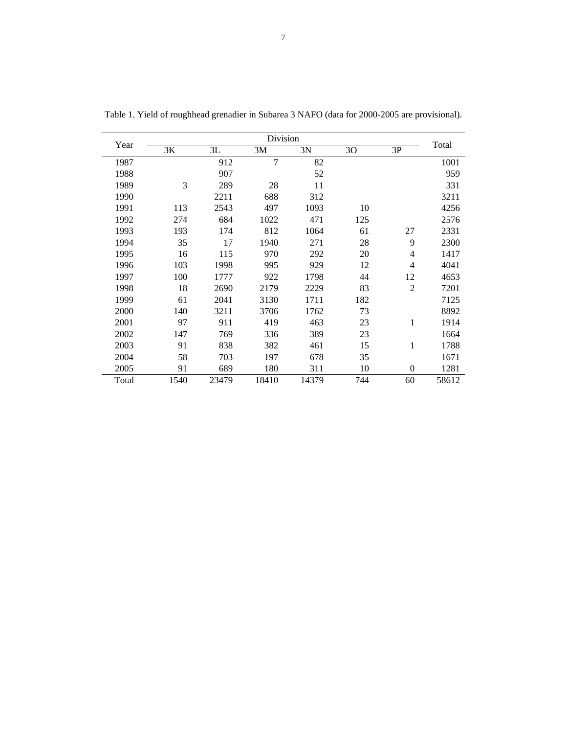Table 1. Yield of roughhead grenadier in Subarea 3 NAFO (data for 2000-2005 are provisional).

| Year | Division | | | | | | Total |
|---|---|---|---|---|---|---|---|
| | 3K | 3L | 3M | 3N | 3O | 3P | |
| 1987 | | 912 | 7 | 82 | | | 1001 |
| 1988 | | 907 | | 52 | | | 959 |
| 1989 | 3 | 289 | 28 | 11 | | | 331 |
| 1990 | | 2211 | 688 | 312 | | | 3211 |
| 1991 | 113 | 2543 | 497 | 1093 | 10 | | 4256 |
| 1992 | 274 | 684 | 1022 | 471 | 125 | | 2576 |
| 1993 | 193 | 174 | 812 | 1064 | 61 | 27 | 2331 |
| 1994 | 35 | 17 | 1940 | 271 | 28 | 9 | 2300 |
| 1995 | 16 | 115 | 970 | 292 | 20 | 4 | 1417 |
| 1996 | 103 | 1998 | 995 | 929 | 12 | 4 | 4041 |
| 1997 | 100 | 1777 | 922 | 1798 | 44 | 12 | 4653 |
| 1998 | 18 | 2690 | 2179 | 2229 | 83 | 2 | 7201 |
| 1999 | 61 | 2041 | 3130 | 1711 | 182 | | 7125 |
| 2000 | 140 | 3211 | 3706 | 1762 | 73 | | 8892 |
| 2001 | 97 | 911 | 419 | 463 | 23 | 1 | 1914 |
| 2002 | 147 | 769 | 336 | 389 | 23 | | 1664 |
| 2003 | 91 | 838 | 382 | 461 | 15 | 1 | 1788 |
| 2004 | 58 | 703 | 197 | 678 | 35 | | 1671 |
| 2005 | 91 | 689 | 180 | 311 | 10 | 0 | 1281 |
| Total | 1540 | 23479 | 18410 | 14379 | 744 | 60 | 58612 |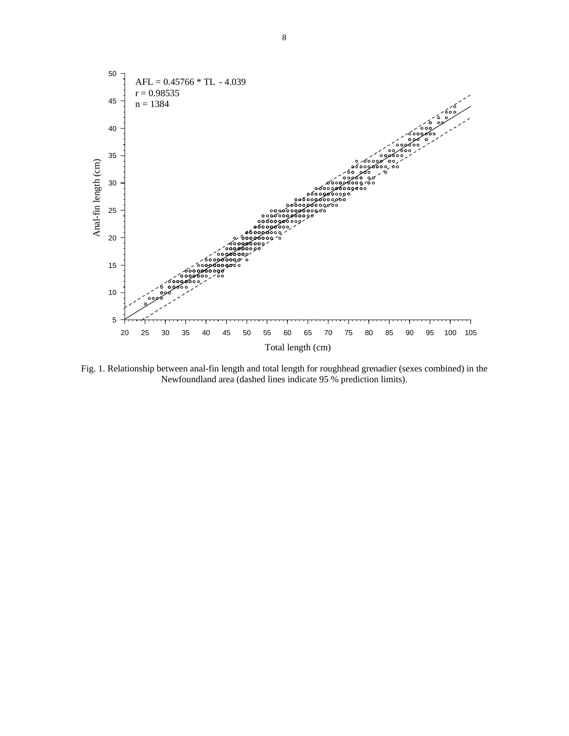AFL = 0.45766 * TL - 4.039
r = 0.98535
n = 1384

Fig. 1. Relationship between anal-fin length and total length for roughhead grenadier (sexes combined) in the Newfoundland area (dashed lines indicate 95 % prediction limits).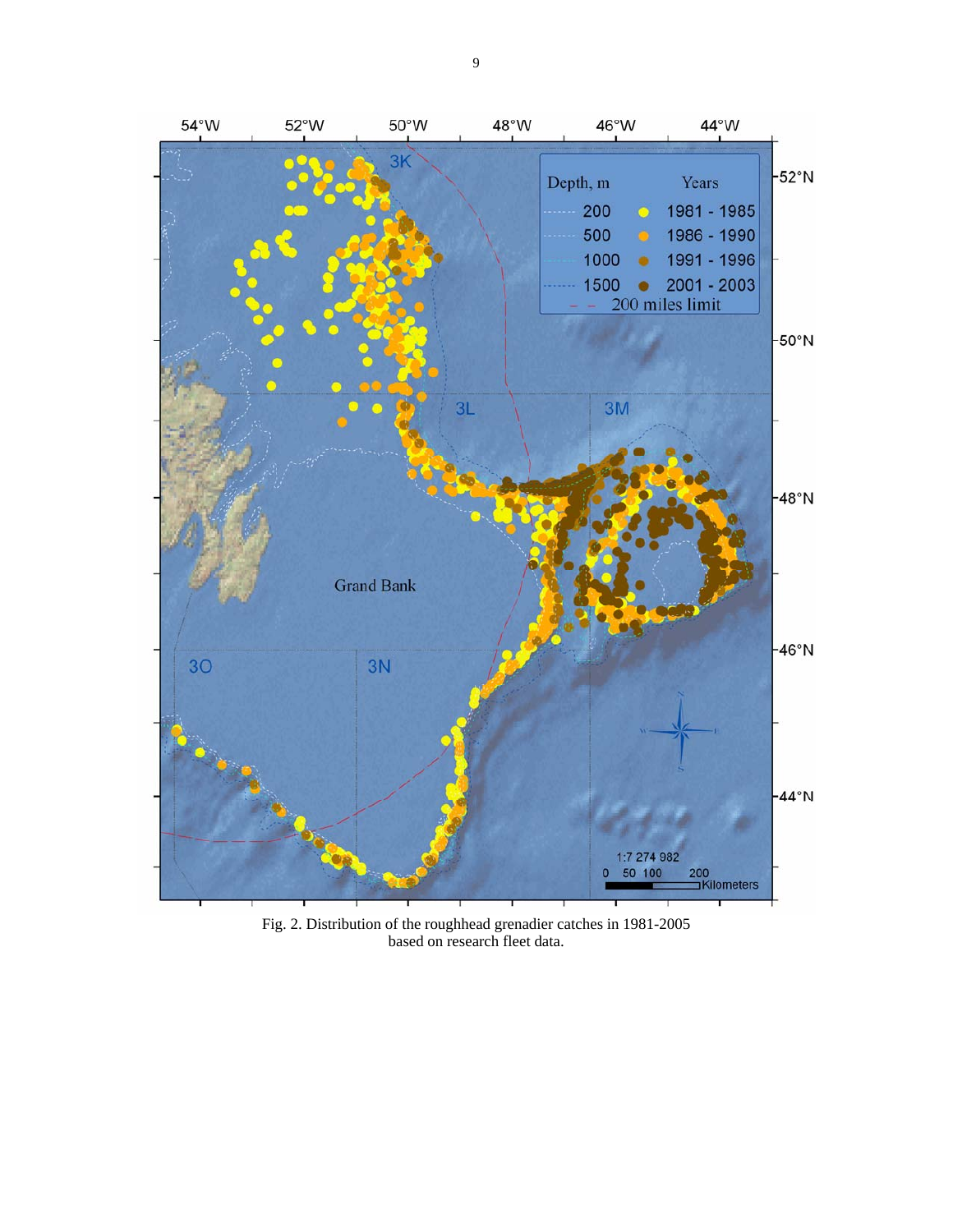Fig. 2. Distribution of the roughhead grenadier catches in 1981-2005 based on research fleet data.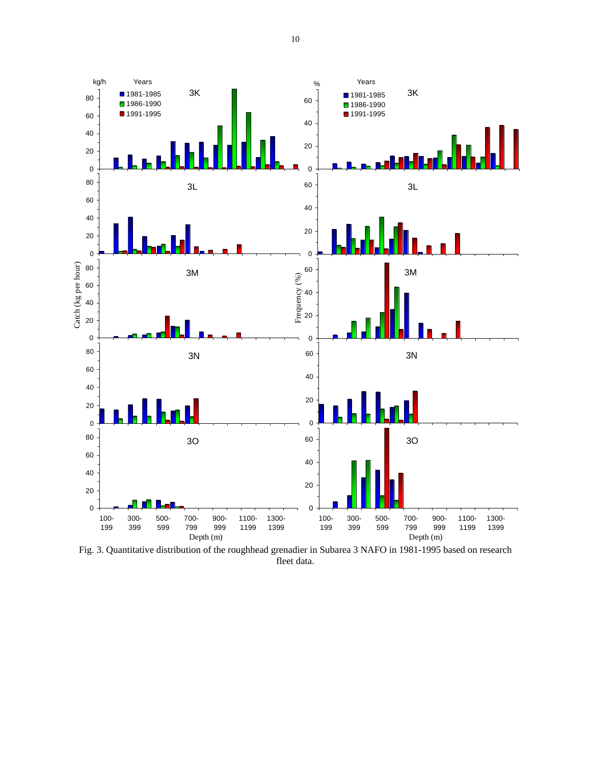Fig. 3. Quantitative distribution of the roughhead grenadier in Subarea 3 NAFO in 1981-1995 based on research fleet data.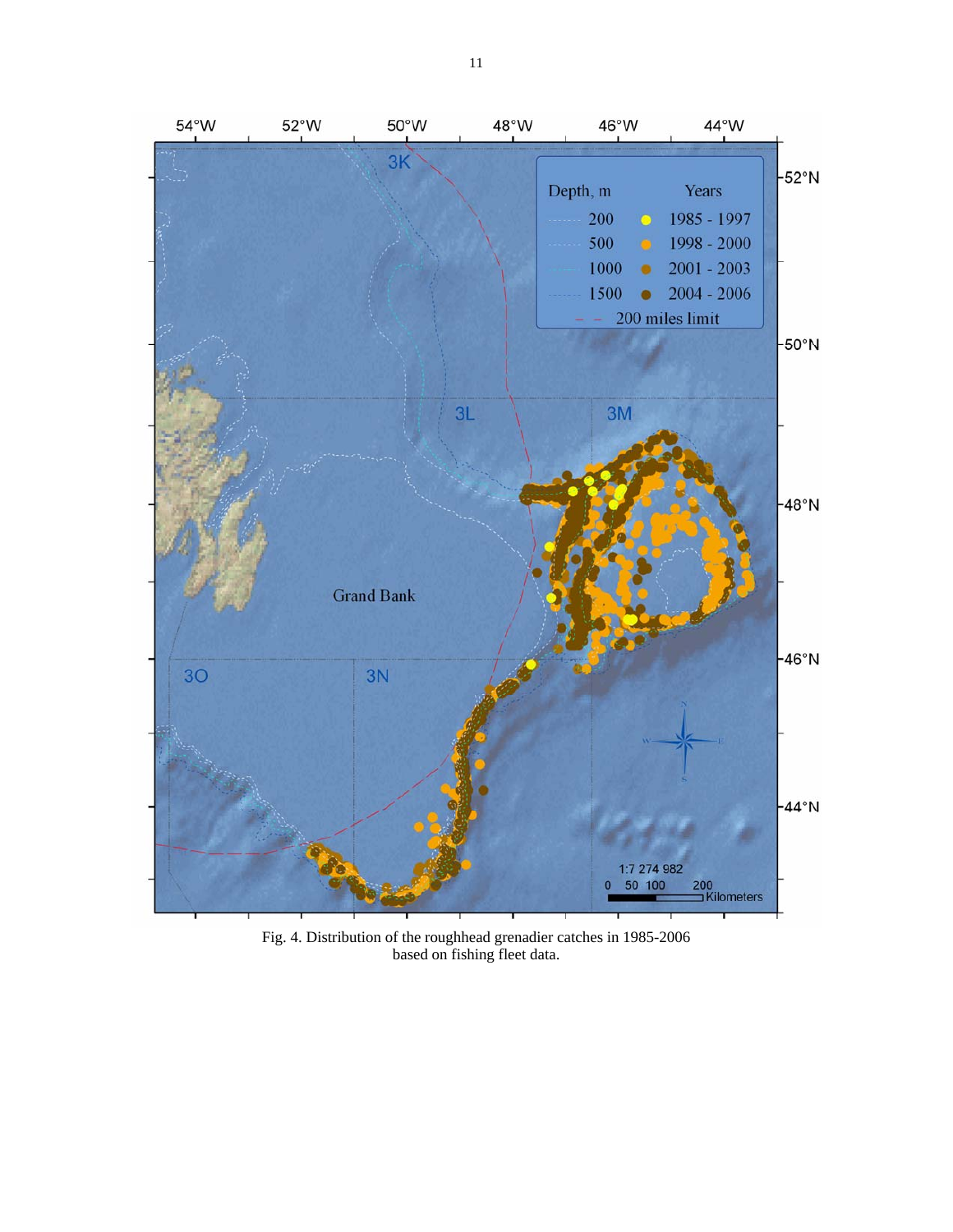Fig. 4. Distribution of the roughhead grenadier catches in 1985-2006 based on fishing fleet data.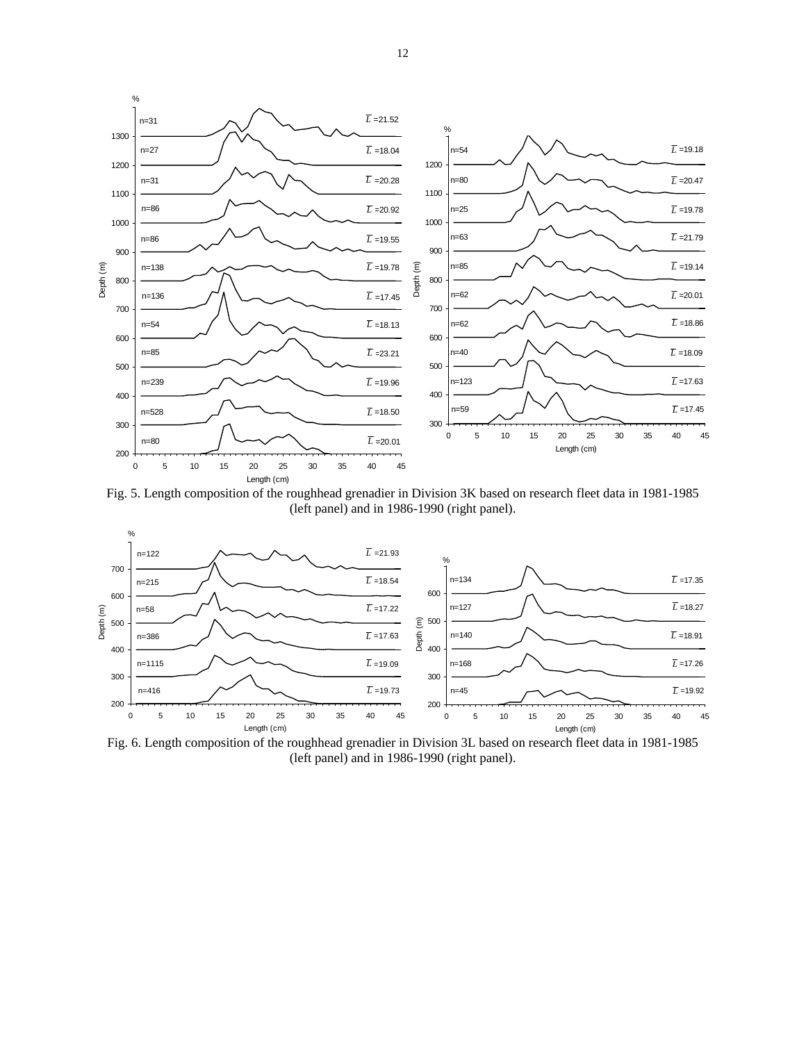Fig. 5. Length composition of the roughhead grenadier in Division 3K based on research fleet data in 1981-1985 (left panel) and in 1986-1990 (right panel).

Fig. 6. Length composition of the roughhead grenadier in Division 3L based on research fleet data in 1981-1985 (left panel) and in 1986-1990 (right panel).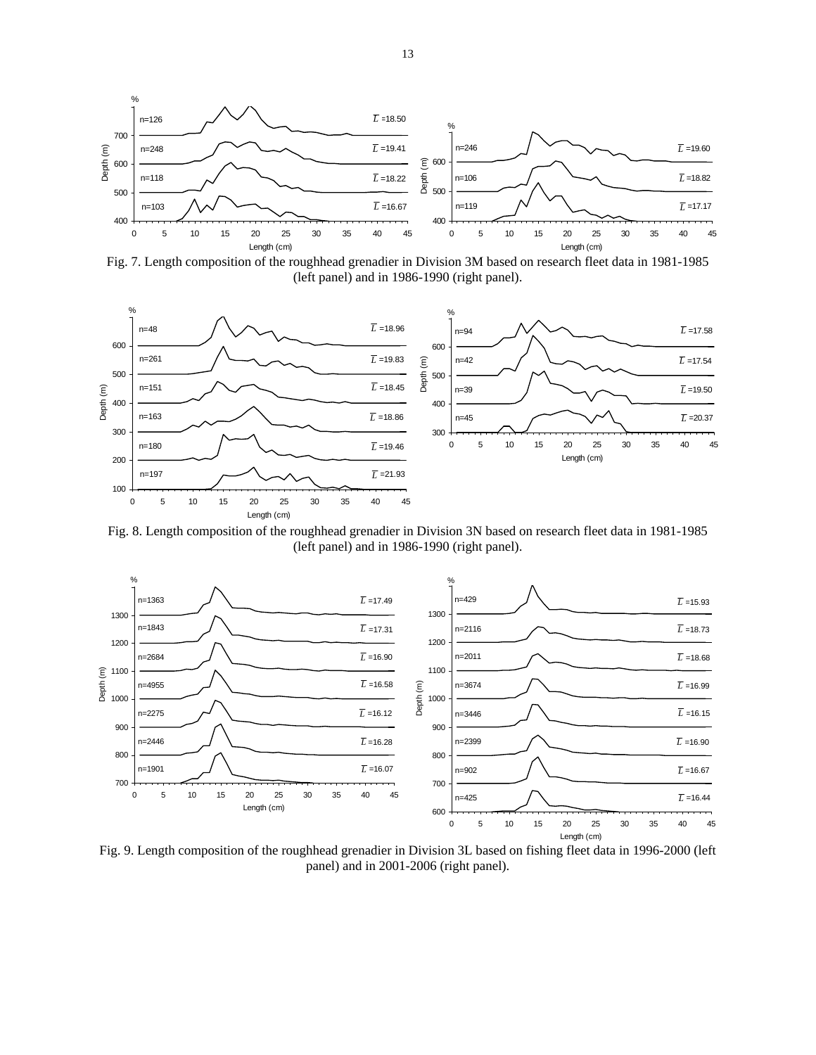Fig. 7. Length composition of the roughhead grenadier in Division 3M based on research fleet data in 1981-1985 (left panel) and in 1986-1990 (right panel).

Fig. 8. Length composition of the roughhead grenadier in Division 3N based on research fleet data in 1981-1985 (left panel) and in 1986-1990 (right panel).

Fig. 9. Length composition of the roughhead grenadier in Division 3L based on fishing fleet data in 1996-2000 (left panel) and in 2001-2006 (right panel).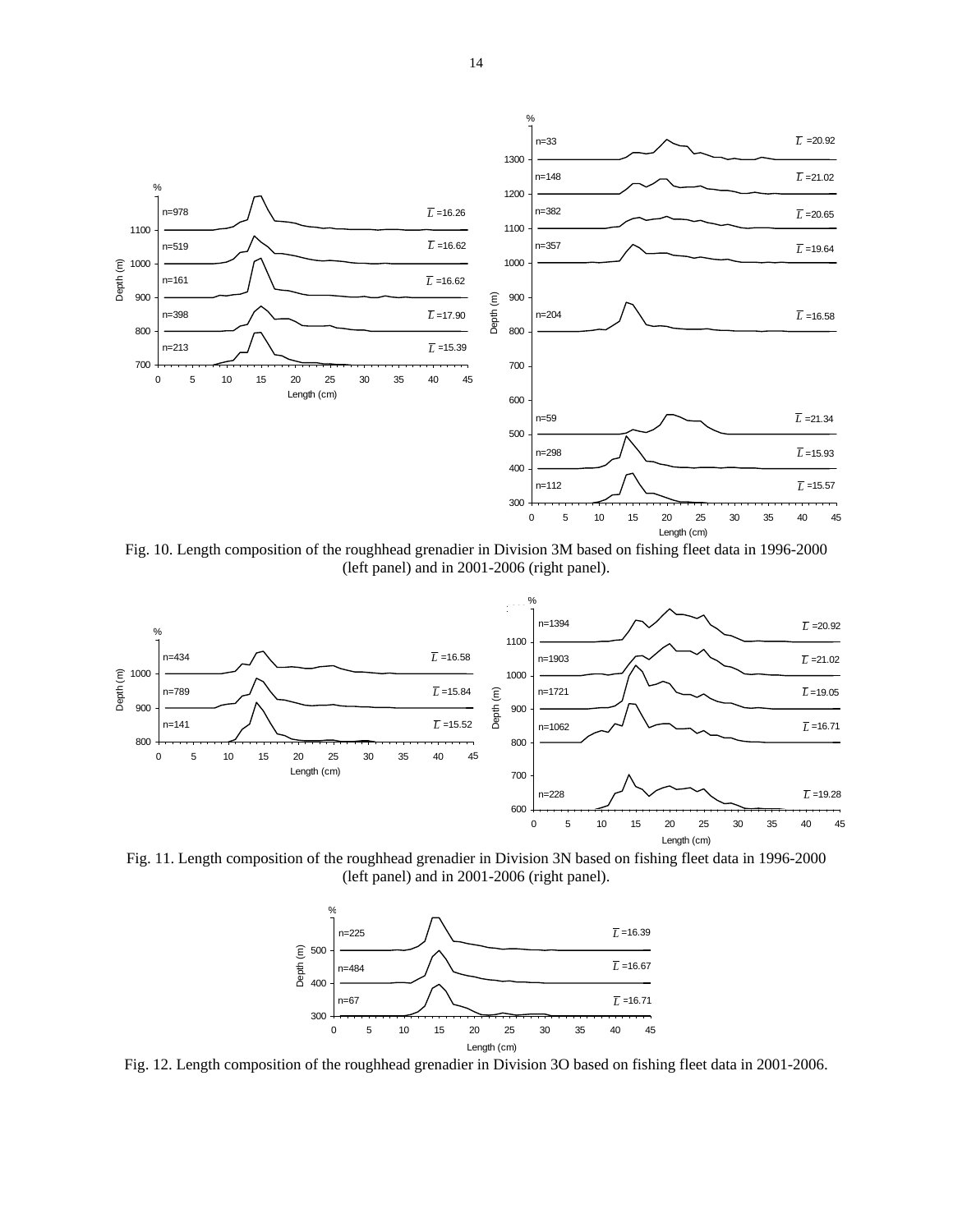%

n=978 $\bar{L}$ =16.26

n=519 $\bar{L}$ =16.62

n=161 $\bar{L}$ =16.62

n=398 $\bar{L}$ =17.90

n=213 $\bar{L}$ =15.39

Depth (m)

1100

1000

900

800

700

0 5 10 15 20 25 30 35 40 45

Length (cm)

%

n=33 $\bar{L}$ =20.92

n=148 $\bar{L}$ =21.02

n=382 $\bar{L}$ =20.65

n=357 $\bar{L}$ =19.64

n=204 $\bar{L}$ =16.58

n=59 $\bar{L}$ =21.34

n=298 $\bar{L}$ =15.93

n=112 $\bar{L}$ =15.57

Depth (m)

1300

1200

1100

1000

900

800

700

600

500

400

300

0 5 10 15 20 25 30 35 40 45

Length (cm)

Fig. 10. Length composition of the roughhead grenadier in Division 3M based on fishing fleet data in 1996-2000 (left panel) and in 2001-2006 (right panel).

%

n=434 $\bar{L}$ =16.58

n=789 $\bar{L}$ =15.84

n=141 $\bar{L}$ =15.52

Depth (m)

1000

900

800

0 5 10 15 20 25 30 35 40 45

Length (cm)

%

n=1394 $\bar{L}$ =20.92

n=1903 $\bar{L}$ =21.02

n=1721 $\bar{L}$ =19.05

n=1062 $\bar{L}$ =16.71

n=228 $\bar{L}$ =19.28

Depth (m)

1100

1000

900

800

700

600

0 5 10 15 20 25 30 35 40 45

Length (cm)

Fig. 11. Length composition of the roughhead grenadier in Division 3N based on fishing fleet data in 1996-2000 (left panel) and in 2001-2006 (right panel).

%

n=225 $\bar{L}$ =16.39

n=484 $\bar{L}$ =16.67

n=67 $\bar{L}$ =16.71

Depth (m)

500

400

300

0 5 10 15 20 25 30 35 40 45

Length (cm)

Fig. 12. Length composition of the roughhead grenadier in Division 3O based on fishing fleet data in 2001-2006.